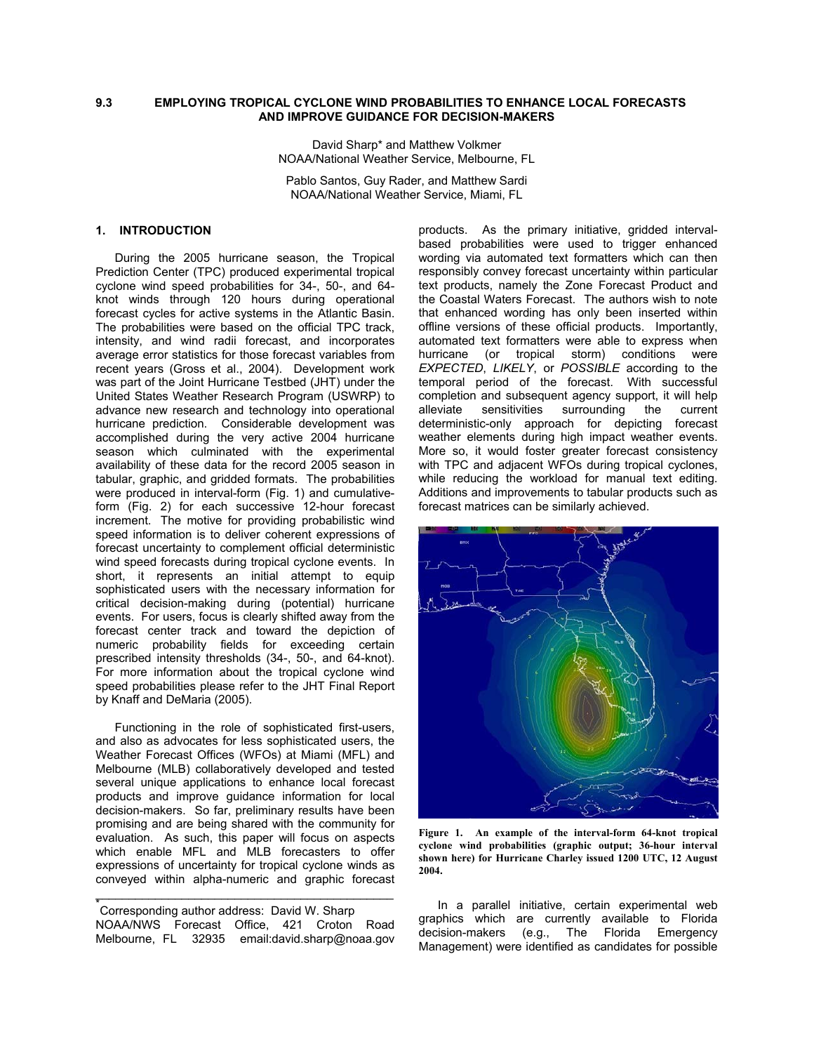# 9.3 EMPLOYING TROPICAL CYCLONE WIND PROBABILITIES TO ENHANCE LOCAL FORECASTS AND IMPROVE GUIDANCE FOR DECISION-MAKERS

David Sharp* and Matthew Volkmer
NOAA/National Weather Service, Melbourne, FL

Pablo Santos, Guy Rader, and Matthew Sardi
NOAA/National Weather Service, Miami, FL

## 1. INTRODUCTION

During the 2005 hurricane season, the Tropical Prediction Center (TPC) produced experimental tropical cyclone wind speed probabilities for 34-, 50-, and 64-knot winds through 120 hours during operational forecast cycles for active systems in the Atlantic Basin. The probabilities were based on the official TPC track, intensity, and wind radii forecast, and incorporates average error statistics for those forecast variables from recent years (Gross et al., 2004). Development work was part of the Joint Hurricane Testbed (JHT) under the United States Weather Research Program (USWRP) to advance new research and technology into operational hurricane prediction. Considerable development was accomplished during the very active 2004 hurricane season which culminated with the experimental availability of these data for the record 2005 season in tabular, graphic, and gridded formats. The probabilities were produced in interval-form (Fig. 1) and cumulative-form (Fig. 2) for each successive 12-hour forecast increment. The motive for providing probabilistic wind speed information is to deliver coherent expressions of forecast uncertainty to complement official deterministic wind speed forecasts during tropical cyclone events. In short, it represents an initial attempt to equip sophisticated users with the necessary information for critical decision-making during (potential) hurricane events. For users, focus is clearly shifted away from the forecast center track and toward the depiction of numeric probability fields for exceeding certain prescribed intensity thresholds (34-, 50-, and 64-knot). For more information about the tropical cyclone wind speed probabilities please refer to the JHT Final Report by Knaff and DeMaria (2005).

Functioning in the role of sophisticated first-users, and also as advocates for less sophisticated users, the Weather Forecast Offices (WFOs) at Miami (MFL) and Melbourne (MLB) collaboratively developed and tested several unique applications to enhance local forecast products and improve guidance information for local decision-makers. So far, preliminary results have been promising and are being shared with the community for evaluation. As such, this paper will focus on aspects which enable MFL and MLB forecasters to offer expressions of uncertainty for tropical cyclone winds as conveyed within alpha-numeric and graphic forecast products. As the primary initiative, gridded interval-based probabilities were used to trigger enhanced wording via automated text formatters which can then responsibly convey forecast uncertainty within particular text products, namely the Zone Forecast Product and the Coastal Waters Forecast. The authors wish to note that enhanced wording has only been inserted within offline versions of these official products. Importantly, automated text formatters were able to express when hurricane (or tropical storm) conditions were *EXPECTED*, *LIKELY*, or *POSSIBLE* according to the temporal period of the forecast. With successful completion and subsequent agency support, it will help alleviate sensitivities surrounding the current deterministic-only approach for depicting forecast weather elements during high impact weather events. More so, it would foster greater forecast consistency with TPC and adjacent WFOs during tropical cyclones, while reducing the workload for manual text editing. Additions and improvements to tabular products such as forecast matrices can be similarly achieved.

**Figure 1. An example of the interval-form 64-knot tropical cyclone wind probabilities (graphic output; 36-hour interval shown here) for Hurricane Charley issued 1200 UTC, 12 August 2004.**

In a parallel initiative, certain experimental web graphics which are currently available to Florida decision-makers (e.g., The Florida Emergency Management) were identified as candidates for possible

---

* Corresponding author address: David W. Sharp NOAA/NWS Forecast Office, 421 Croton Road Melbourne, FL 32935 email:david.sharp@noaa.gov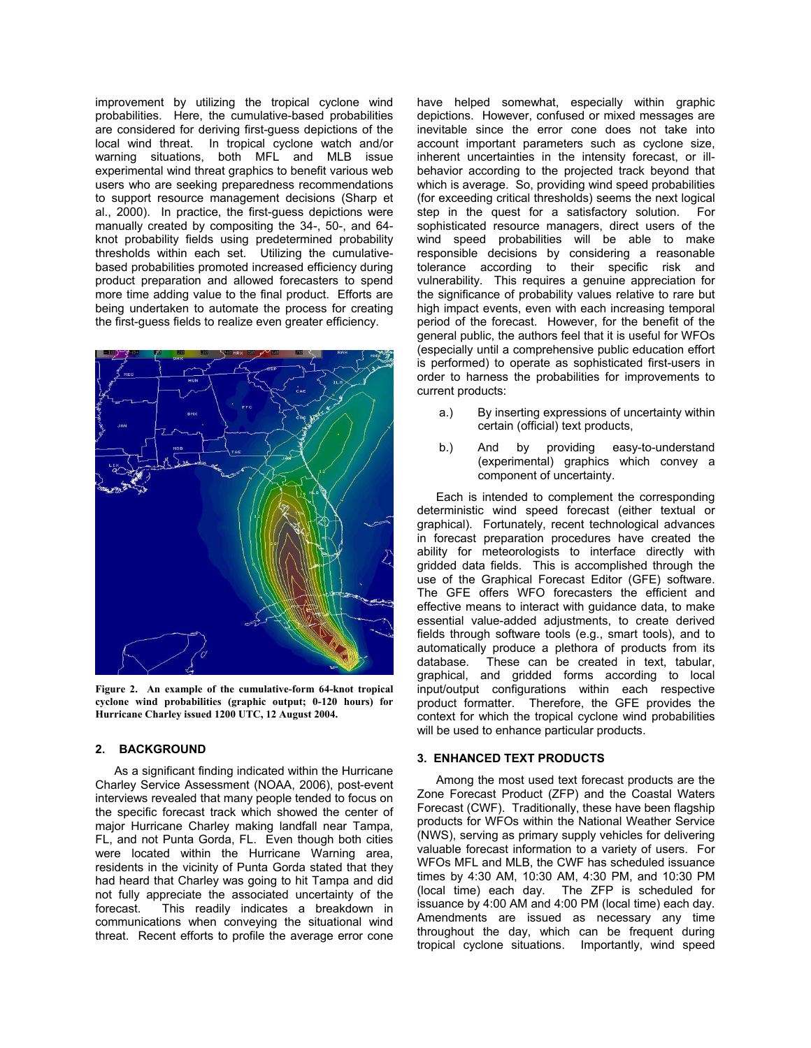improvement by utilizing the tropical cyclone wind probabilities. Here, the cumulative-based probabilities are considered for deriving first-guess depictions of the local wind threat. In tropical cyclone watch and/or warning situations, both MFL and MLB issue experimental wind threat graphics to benefit various web users who are seeking preparedness recommendations to support resource management decisions (Sharp et al., 2000). In practice, the first-guess depictions were manually created by compositing the 34-, 50-, and 64-knot probability fields using predetermined probability thresholds within each set. Utilizing the cumulative-based probabilities promoted increased efficiency during product preparation and allowed forecasters to spend more time adding value to the final product. Efforts are being undertaken to automate the process for creating the first-guess fields to realize even greater efficiency.

**Figure 2. An example of the cumulative-form 64-knot tropical cyclone wind probabilities (graphic output; 0-120 hours) for Hurricane Charley issued 1200 UTC, 12 August 2004.**

## 2. BACKGROUND

As a significant finding indicated within the Hurricane Charley Service Assessment (NOAA, 2006), post-event interviews revealed that many people tended to focus on the specific forecast track which showed the center of major Hurricane Charley making landfall near Tampa, FL, and not Punta Gorda, FL. Even though both cities were located within the Hurricane Warning area, residents in the vicinity of Punta Gorda stated that they had heard that Charley was going to hit Tampa and did not fully appreciate the associated uncertainty of the forecast. This readily indicates a breakdown in communications when conveying the situational wind threat. Recent efforts to profile the average error cone have helped somewhat, especially within graphic depictions. However, confused or mixed messages are inevitable since the error cone does not take into account important parameters such as cyclone size, inherent uncertainties in the intensity forecast, or ill-behavior according to the projected track beyond that which is average. So, providing wind speed probabilities (for exceeding critical thresholds) seems the next logical step in the quest for a satisfactory solution. For sophisticated resource managers, direct users of the wind speed probabilities will be able to make responsible decisions by considering a reasonable tolerance according to their specific risk and vulnerability. This requires a genuine appreciation for the significance of probability values relative to rare but high impact events, even with each increasing temporal period of the forecast. However, for the benefit of the general public, the authors feel that it is useful for WFOs (especially until a comprehensive public education effort is performed) to operate as sophisticated first-users in order to harness the probabilities for improvements to current products:

a.) By inserting expressions of uncertainty within certain (official) text products,

b.) And by providing easy-to-understand (experimental) graphics which convey a component of uncertainty.

Each is intended to complement the corresponding deterministic wind speed forecast (either textual or graphical). Fortunately, recent technological advances in forecast preparation procedures have created the ability for meteorologists to interface directly with gridded data fields. This is accomplished through the use of the Graphical Forecast Editor (GFE) software. The GFE offers WFO forecasters the efficient and effective means to interact with guidance data, to make essential value-added adjustments, to create derived fields through software tools (e.g., smart tools), and to automatically produce a plethora of products from its database. These can be created in text, tabular, graphical, and gridded forms according to local input/output configurations within each respective product formatter. Therefore, the GFE provides the context for which the tropical cyclone wind probabilities will be used to enhance particular products.

## 3. ENHANCED TEXT PRODUCTS

Among the most used text forecast products are the Zone Forecast Product (ZFP) and the Coastal Waters Forecast (CWF). Traditionally, these have been flagship products for WFOs within the National Weather Service (NWS), serving as primary supply vehicles for delivering valuable forecast information to a variety of users. For WFOs MFL and MLB, the CWF has scheduled issuance times by 4:30 AM, 10:30 AM, 4:30 PM, and 10:30 PM (local time) each day. The ZFP is scheduled for issuance by 4:00 AM and 4:00 PM (local time) each day. Amendments are issued as necessary any time throughout the day, which can be frequent during tropical cyclone situations. Importantly, wind speed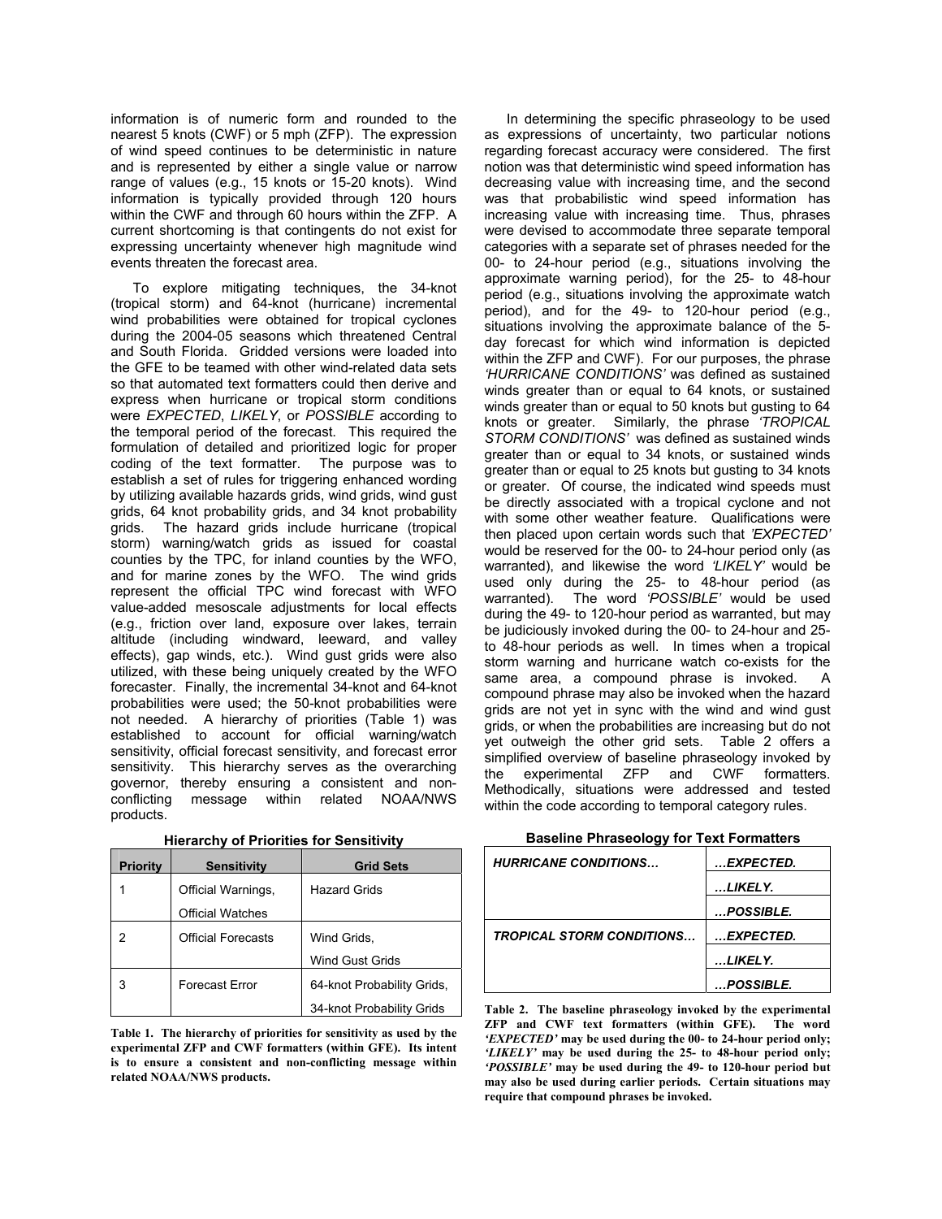information is of numeric form and rounded to the nearest 5 knots (CWF) or 5 mph (ZFP). The expression of wind speed continues to be deterministic in nature and is represented by either a single value or narrow range of values (e.g., 15 knots or 15-20 knots). Wind information is typically provided through 120 hours within the CWF and through 60 hours within the ZFP. A current shortcoming is that contingents do not exist for expressing uncertainty whenever high magnitude wind events threaten the forecast area.

To explore mitigating techniques, the 34-knot (tropical storm) and 64-knot (hurricane) incremental wind probabilities were obtained for tropical cyclones during the 2004-05 seasons which threatened Central and South Florida. Gridded versions were loaded into the GFE to be teamed with other wind-related data sets so that automated text formatters could then derive and express when hurricane or tropical storm conditions were *EXPECTED*, *LIKELY*, or *POSSIBLE* according to the temporal period of the forecast. This required the formulation of detailed and prioritized logic for proper coding of the text formatter. The purpose was to establish a set of rules for triggering enhanced wording by utilizing available hazards grids, wind grids, wind gust grids, 64 knot probability grids, and 34 knot probability grids. The hazard grids include hurricane (tropical storm) warning/watch grids as issued for coastal counties by the TPC, for inland counties by the WFO, and for marine zones by the WFO. The wind grids represent the official TPC wind forecast with WFO value-added mesoscale adjustments for local effects (e.g., friction over land, exposure over lakes, terrain altitude (including windward, leeward, and valley effects), gap winds, etc.). Wind gust grids were also utilized, with these being uniquely created by the WFO forecaster. Finally, the incremental 34-knot and 64-knot probabilities were used; the 50-knot probabilities were not needed. A hierarchy of priorities (Table 1) was established to account for official warning/watch sensitivity, official forecast sensitivity, and forecast error sensitivity. This hierarchy serves as the overarching governor, thereby ensuring a consistent and non-conflicting message within related NOAA/NWS products.

**Hierarchy of Priorities for Sensitivity**

| Priority | Sensitivity | Grid Sets |
|---|---|---|
| 1 | Official Warnings, Official Watches | Hazard Grids |
| 2 | Official Forecasts | Wind Grids, Wind Gust Grids |
| 3 | Forecast Error | 64-knot Probability Grids, 34-knot Probability Grids |

**Table 1. The hierarchy of priorities for sensitivity as used by the experimental ZFP and CWF formatters (within GFE). Its intent is to ensure a consistent and non-conflicting message within related NOAA/NWS products.**

In determining the specific phraseology to be used as expressions of uncertainty, two particular notions regarding forecast accuracy were considered. The first notion was that deterministic wind speed information has decreasing value with increasing time, and the second was that probabilistic wind speed information has increasing value with increasing time. Thus, phrases were devised to accommodate three separate temporal categories with a separate set of phrases needed for the 00- to 24-hour period (e.g., situations involving the approximate warning period), for the 25- to 48-hour period (e.g., situations involving the approximate watch period), and for the 49- to 120-hour period (e.g., situations involving the approximate balance of the 5-day forecast for which wind information is depicted within the ZFP and CWF). For our purposes, the phrase *'HURRICANE CONDITIONS'* was defined as sustained winds greater than or equal to 64 knots, or sustained winds greater than or equal to 50 knots but gusting to 64 knots or greater. Similarly, the phrase *'TROPICAL STORM CONDITIONS'* was defined as sustained winds greater than or equal to 34 knots, or sustained winds greater than or equal to 25 knots but gusting to 34 knots or greater. Of course, the indicated wind speeds must be directly associated with a tropical cyclone and not with some other weather feature. Qualifications were then placed upon certain words such that *'EXPECTED'* would be reserved for the 00- to 24-hour period only (as warranted), and likewise the word *'LIKELY'* would be used only during the 25- to 48-hour period (as warranted). The word *'POSSIBLE'* would be used during the 49- to 120-hour period as warranted, but may be judiciously invoked during the 00- to 24-hour and 25- to 48-hour periods as well. In times when a tropical storm warning and hurricane watch co-exists for the same area, a compound phrase is invoked. A compound phrase may also be invoked when the hazard grids are not yet in sync with the wind and wind gust grids, or when the probabilities are increasing but do not yet outweigh the other grid sets. Table 2 offers a simplified overview of baseline phraseology invoked by the experimental ZFP and CWF formatters. Methodically, situations were addressed and tested within the code according to temporal category rules.

**Baseline Phraseology for Text Formatters**

| | |
|---|---|
| *HURRICANE CONDITIONS…* | *…EXPECTED.* |
| | *…LIKELY.* |
| | *…POSSIBLE.* |
| *TROPICAL STORM CONDITIONS…* | *…EXPECTED.* |
| | *…LIKELY.* |
| | *…POSSIBLE.* |

**Table 2. The baseline phraseology invoked by the experimental ZFP and CWF text formatters (within GFE). The word *'EXPECTED'* may be used during the 00- to 24-hour period only; *'LIKELY'* may be used during the 25- to 48-hour period only; *'POSSIBLE'* may be used during the 49- to 120-hour period but may also be used during earlier periods. Certain situations may require that compound phrases be invoked.**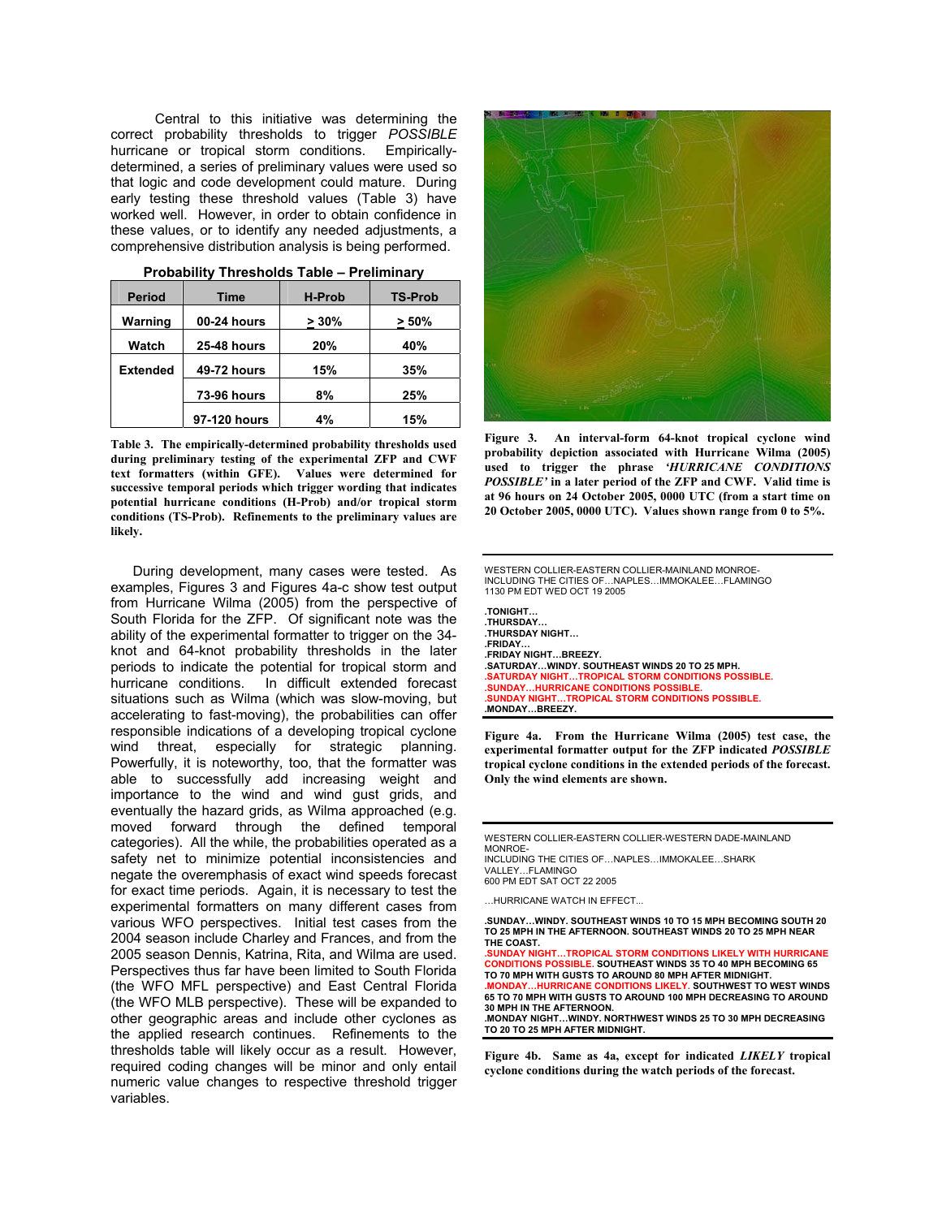Central to this initiative was determining the correct probability thresholds to trigger *POSSIBLE* hurricane or tropical storm conditions. Empirically-determined, a series of preliminary values were used so that logic and code development could mature. During early testing these threshold values (Table 3) have worked well. However, in order to obtain confidence in these values, or to identify any needed adjustments, a comprehensive distribution analysis is being performed.

**Probability Thresholds Table – Preliminary**

| Period | Time | H-Prob | TS-Prob |
|---|---|---|---|
| Warning | 00-24 hours | ≥ 30% | ≥ 50% |
| Watch | 25-48 hours | 20% | 40% |
| Extended | 49-72 hours | 15% | 35% |
| | 73-96 hours | 8% | 25% |
| | 97-120 hours | 4% | 15% |

**Table 3. The empirically-determined probability thresholds used during preliminary testing of the experimental ZFP and CWF text formatters (within GFE). Values were determined for successive temporal periods which trigger wording that indicates potential hurricane conditions (H-Prob) and/or tropical storm conditions (TS-Prob). Refinements to the preliminary values are likely.**

During development, many cases were tested. As examples, Figures 3 and Figures 4a-c show test output from Hurricane Wilma (2005) from the perspective of South Florida for the ZFP. Of significant note was the ability of the experimental formatter to trigger on the 34-knot and 64-knot probability thresholds in the later periods to indicate the potential for tropical storm and hurricane conditions. In difficult extended forecast situations such as Wilma (which was slow-moving, but accelerating to fast-moving), the probabilities can offer responsible indications of a developing tropical cyclone wind threat, especially for strategic planning. Powerfully, it is noteworthy, too, that the formatter was able to successfully add increasing weight and importance to the wind and wind gust grids, and eventually the hazard grids, as Wilma approached (e.g. moved forward through the defined temporal categories). All the while, the probabilities operated as a safety net to minimize potential inconsistencies and negate the overemphasis of exact wind speeds forecast for exact time periods. Again, it is necessary to test the experimental formatters on many different cases from various WFO perspectives. Initial test cases from the 2004 season include Charley and Frances, and from the 2005 season Dennis, Katrina, Rita, and Wilma are used. Perspectives thus far have been limited to South Florida (the WFO MFL perspective) and East Central Florida (the WFO MLB perspective). These will be expanded to other geographic areas and include other cyclones as the applied research continues. Refinements to the thresholds table will likely occur as a result. However, required coding changes will be minor and only entail numeric value changes to respective threshold trigger variables.

**Figure 3. An interval-form 64-knot tropical cyclone wind probability depiction associated with Hurricane Wilma (2005) used to trigger the phrase *'HURRICANE CONDITIONS POSSIBLE'* in a later period of the ZFP and CWF. Valid time is at 96 hours on 24 October 2005, 0000 UTC (from a start time on 20 October 2005, 0000 UTC). Values shown range from 0 to 5%.**

```
WESTERN COLLIER-EASTERN COLLIER-MAINLAND MONROE-
INCLUDING THE CITIES OF…NAPLES…IMMOKALEE…FLAMINGO
1130 PM EDT WED OCT 19 2005

.TONIGHT…
.THURSDAY…
.THURSDAY NIGHT…
.FRIDAY…
.FRIDAY NIGHT…BREEZY.
.SATURDAY…WINDY. SOUTHEAST WINDS 20 TO 25 MPH.
.SATURDAY NIGHT…TROPICAL STORM CONDITIONS POSSIBLE.
.SUNDAY…HURRICANE CONDITIONS POSSIBLE.
.SUNDAY NIGHT…TROPICAL STORM CONDITIONS POSSIBLE.
.MONDAY…BREEZY.
```

**Figure 4a. From the Hurricane Wilma (2005) test case, the experimental formatter output for the ZFP indicated *POSSIBLE* tropical cyclone conditions in the extended periods of the forecast. Only the wind elements are shown.**

```
WESTERN COLLIER-EASTERN COLLIER-WESTERN DADE-MAINLAND
MONROE-
INCLUDING THE CITIES OF…NAPLES…IMMOKALEE…SHARK
VALLEY…FLAMINGO
600 PM EDT SAT OCT 22 2005

…HURRICANE WATCH IN EFFECT…

.SUNDAY…WINDY. SOUTHEAST WINDS 10 TO 15 MPH BECOMING SOUTH 20
TO 25 MPH IN THE AFTERNOON. SOUTHEAST WINDS 20 TO 25 MPH NEAR
THE COAST.
.SUNDAY NIGHT…TROPICAL STORM CONDITIONS LIKELY WITH HURRICANE
CONDITIONS POSSIBLE. SOUTHEAST WINDS 35 TO 40 MPH BECOMING 65
TO 70 MPH WITH GUSTS TO AROUND 80 MPH AFTER MIDNIGHT.
.MONDAY…HURRICANE CONDITIONS LIKELY. SOUTHWEST TO WEST WINDS
65 TO 70 MPH WITH GUSTS TO AROUND 100 MPH DECREASING TO AROUND
30 MPH IN THE AFTERNOON.
.MONDAY NIGHT…WINDY. NORTHWEST WINDS 25 TO 30 MPH DECREASING
TO 20 TO 25 MPH AFTER MIDNIGHT.
```

**Figure 4b. Same as 4a, except for indicated *LIKELY* tropical cyclone conditions during the watch periods of the forecast.**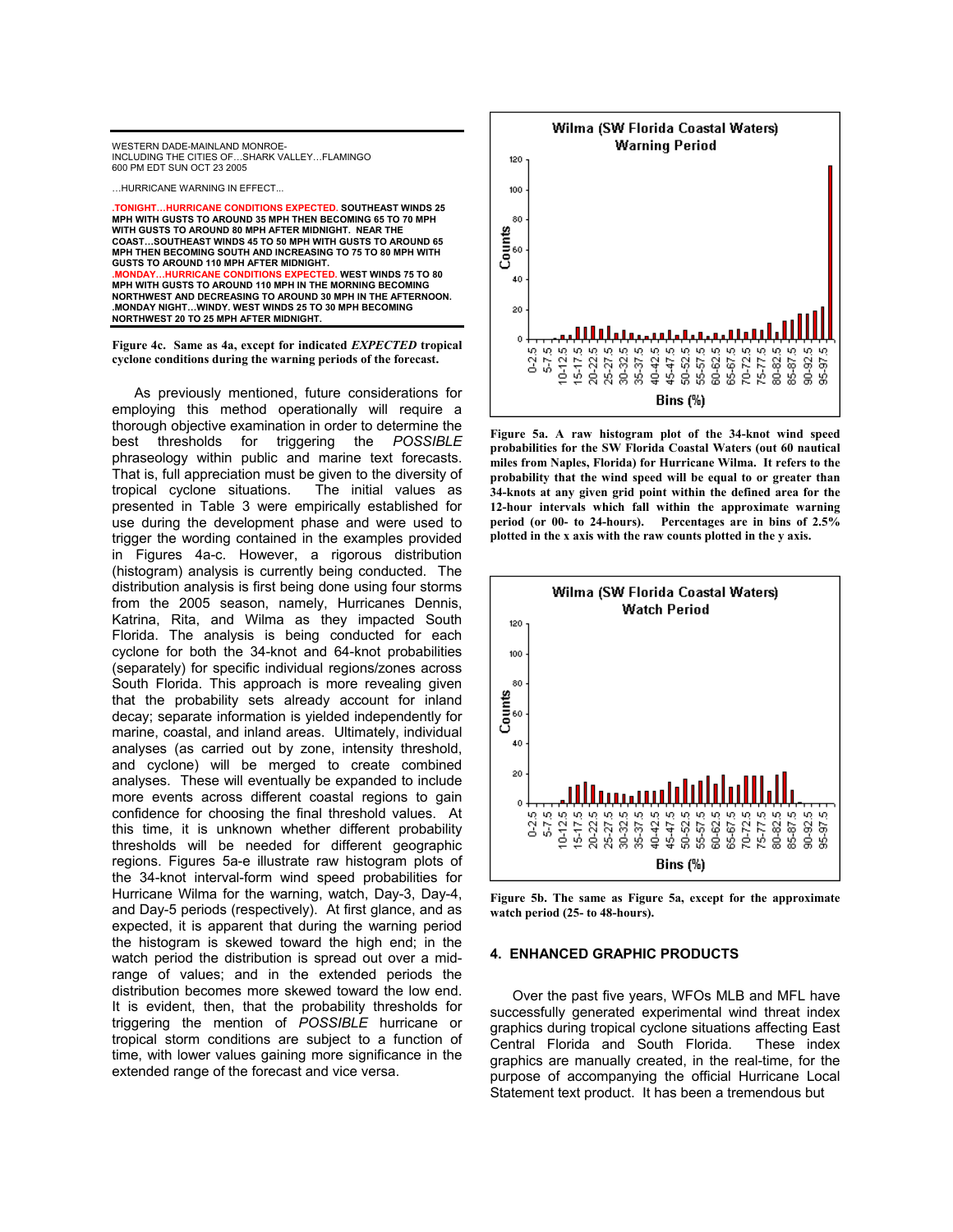WESTERN DADE-MAINLAND MONROE-
INCLUDING THE CITIES OF…SHARK VALLEY…FLAMINGO
600 PM EDT SUN OCT 23 2005

…HURRICANE WARNING IN EFFECT...

**.TONIGHT…HURRICANE CONDITIONS EXPECTED. SOUTHEAST WINDS 25 MPH WITH GUSTS TO AROUND 35 MPH THEN BECOMING 65 TO 70 MPH WITH GUSTS TO AROUND 80 MPH AFTER MIDNIGHT. NEAR THE COAST…SOUTHEAST WINDS 45 TO 50 MPH WITH GUSTS TO AROUND 65 MPH THEN BECOMING SOUTH AND INCREASING TO 75 TO 80 MPH WITH GUSTS TO AROUND 110 MPH AFTER MIDNIGHT.**
**.MONDAY…HURRICANE CONDITIONS EXPECTED. WEST WINDS 75 TO 80 MPH WITH GUSTS TO AROUND 110 MPH IN THE MORNING BECOMING NORTHWEST AND DECREASING TO AROUND 30 MPH IN THE AFTERNOON.**
**.MONDAY NIGHT…WINDY. WEST WINDS 25 TO 30 MPH BECOMING NORTHWEST 20 TO 25 MPH AFTER MIDNIGHT.**

**Figure 4c. Same as 4a, except for indicated *EXPECTED* tropical cyclone conditions during the warning periods of the forecast.**

As previously mentioned, future considerations for employing this method operationally will require a thorough objective examination in order to determine the best thresholds for triggering the *POSSIBLE* phraseology within public and marine text forecasts. That is, full appreciation must be given to the diversity of tropical cyclone situations. The initial values as presented in Table 3 were empirically established for use during the development phase and were used to trigger the wording contained in the examples provided in Figures 4a-c. However, a rigorous distribution (histogram) analysis is currently being conducted. The distribution analysis is first being done using four storms from the 2005 season, namely, Hurricanes Dennis, Katrina, Rita, and Wilma as they impacted South Florida. The analysis is being conducted for each cyclone for both the 34-knot and 64-knot probabilities (separately) for specific individual regions/zones across South Florida. This approach is more revealing given that the probability sets already account for inland decay; separate information is yielded independently for marine, coastal, and inland areas. Ultimately, individual analyses (as carried out by zone, intensity threshold, and cyclone) will be merged to create combined analyses. These will eventually be expanded to include more events across different coastal regions to gain confidence for choosing the final threshold values. At this time, it is unknown whether different probability thresholds will be needed for different geographic regions. Figures 5a-e illustrate raw histogram plots of the 34-knot interval-form wind speed probabilities for Hurricane Wilma for the warning, watch, Day-3, Day-4, and Day-5 periods (respectively). At first glance, and as expected, it is apparent that during the warning period the histogram is skewed toward the high end; in the watch period the distribution is spread out over a mid-range of values; and in the extended periods the distribution becomes more skewed toward the low end. It is evident, then, that the probability thresholds for triggering the mention of *POSSIBLE* hurricane or tropical storm conditions are subject to a function of time, with lower values gaining more significance in the extended range of the forecast and vice versa.

**Figure 5a. A raw histogram plot of the 34-knot wind speed probabilities for the SW Florida Coastal Waters (out 60 nautical miles from Naples, Florida) for Hurricane Wilma. It refers to the probability that the wind speed will be equal to or greater than 34-knots at any given grid point within the defined area for the 12-hour intervals which fall within the approximate warning period (or 00- to 24-hours). Percentages are in bins of 2.5% plotted in the x axis with the raw counts plotted in the y axis.**

**Figure 5b. The same as Figure 5a, except for the approximate watch period (25- to 48-hours).**

## 4. ENHANCED GRAPHIC PRODUCTS

Over the past five years, WFOs MLB and MFL have successfully generated experimental wind threat index graphics during tropical cyclone situations affecting East Central Florida and South Florida. These index graphics are manually created, in the real-time, for the purpose of accompanying the official Hurricane Local Statement text product. It has been a tremendous but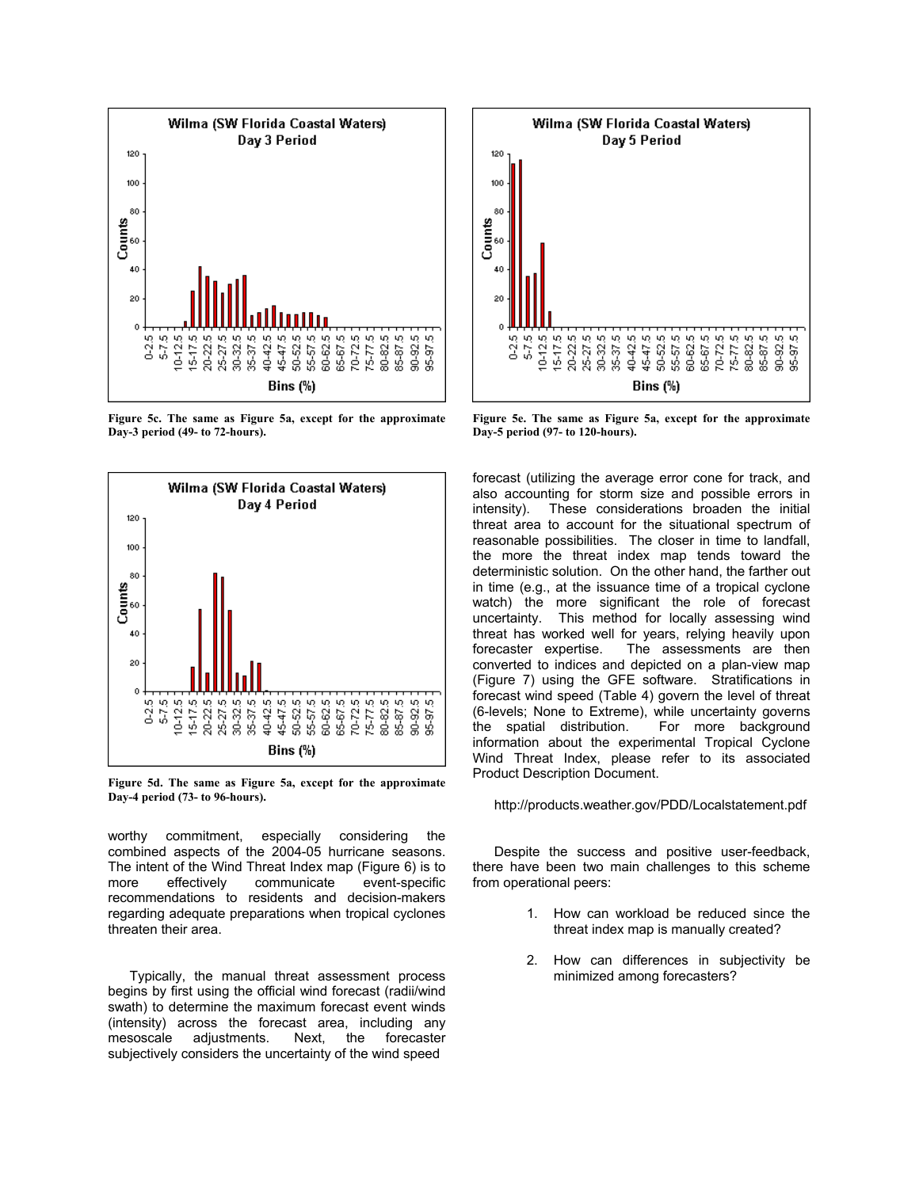Figure 5c. The same as Figure 5a, except for the approximate Day-3 period (49- to 72-hours).

Figure 5e. The same as Figure 5a, except for the approximate Day-5 period (97- to 120-hours).

Figure 5d. The same as Figure 5a, except for the approximate Day-4 period (73- to 96-hours).

worthy commitment, especially considering the combined aspects of the 2004-05 hurricane seasons. The intent of the Wind Threat Index map (Figure 6) is to more effectively communicate event-specific recommendations to residents and decision-makers regarding adequate preparations when tropical cyclones threaten their area.

Typically, the manual threat assessment process begins by first using the official wind forecast (radii/wind swath) to determine the maximum forecast event winds (intensity) across the forecast area, including any mesoscale adjustments. Next, the forecaster subjectively considers the uncertainty of the wind speed forecast (utilizing the average error cone for track, and also accounting for storm size and possible errors in intensity). These considerations broaden the initial threat area to account for the situational spectrum of reasonable possibilities. The closer in time to landfall, the more the threat index map tends toward the deterministic solution. On the other hand, the farther out in time (e.g., at the issuance time of a tropical cyclone watch) the more significant the role of forecast uncertainty. This method for locally assessing wind threat has worked well for years, relying heavily upon forecaster expertise. The assessments are then converted to indices and depicted on a plan-view map (Figure 7) using the GFE software. Stratifications in forecast wind speed (Table 4) govern the level of threat (6-levels; None to Extreme), while uncertainty governs the spatial distribution. For more background information about the experimental Tropical Cyclone Wind Threat Index, please refer to its associated Product Description Document.

http://products.weather.gov/PDD/Localstatement.pdf

Despite the success and positive user-feedback, there have been two main challenges to this scheme from operational peers:

1. How can workload be reduced since the threat index map is manually created?

2. How can differences in subjectivity be minimized among forecasters?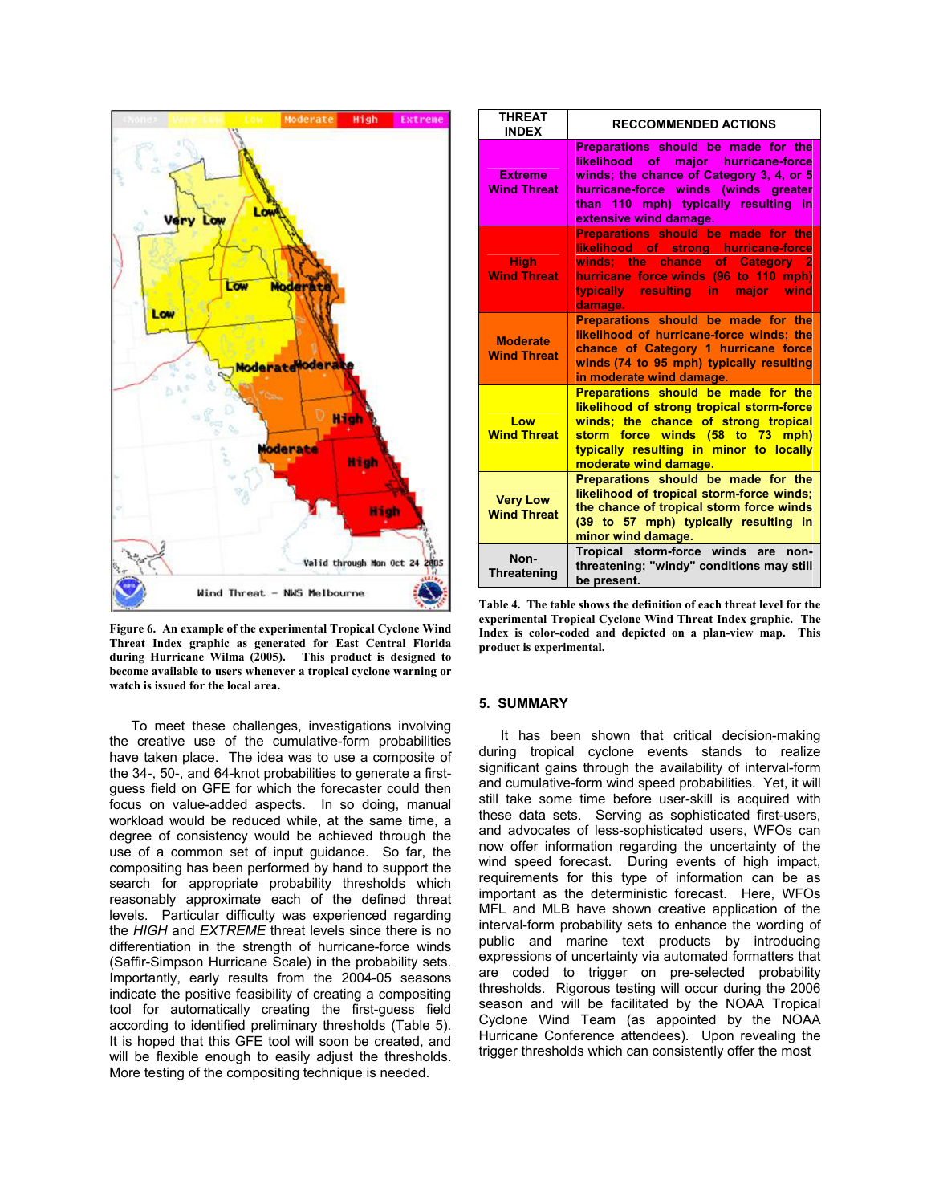Figure 6. An example of the experimental Tropical Cyclone Wind Threat Index graphic as generated for East Central Florida during Hurricane Wilma (2005). This product is designed to become available to users whenever a tropical cyclone warning or watch is issued for the local area.

To meet these challenges, investigations involving the creative use of the cumulative-form probabilities have taken place. The idea was to use a composite of the 34-, 50-, and 64-knot probabilities to generate a first-guess field on GFE for which the forecaster could then focus on value-added aspects. In so doing, manual workload would be reduced while, at the same time, a degree of consistency would be achieved through the use of a common set of input guidance. So far, the compositing has been performed by hand to support the search for appropriate probability thresholds which reasonably approximate each of the defined threat levels. Particular difficulty was experienced regarding the *HIGH* and *EXTREME* threat levels since there is no differentiation in the strength of hurricane-force winds (Saffir-Simpson Hurricane Scale) in the probability sets. Importantly, early results from the 2004-05 seasons indicate the positive feasibility of creating a compositing tool for automatically creating the first-guess field according to identified preliminary thresholds (Table 5). It is hoped that this GFE tool will soon be created, and will be flexible enough to easily adjust the thresholds. More testing of the compositing technique is needed.

| THREAT INDEX | RECCOMMENDED ACTIONS |
|---|---|
| Extreme Wind Threat | Preparations should be made for the likelihood of major hurricane-force winds; the chance of Category 3, 4, or 5 hurricane-force winds (winds greater than 110 mph) typically resulting in extensive wind damage. |
| High Wind Threat | Preparations should be made for the likelihood of strong hurricane-force winds; the chance of Category 2 hurricane force winds (96 to 110 mph) typically resulting in major wind damage. |
| Moderate Wind Threat | Preparations should be made for the likelihood of hurricane-force winds; the chance of Category 1 hurricane force winds (74 to 95 mph) typically resulting in moderate wind damage. |
| Low Wind Threat | Preparations should be made for the likelihood of strong tropical storm-force winds; the chance of strong tropical storm force winds (58 to 73 mph) typically resulting in minor to locally moderate wind damage. |
| Very Low Wind Threat | Preparations should be made for the likelihood of tropical storm-force winds; the chance of tropical storm force winds (39 to 57 mph) typically resulting in minor wind damage. |
| Non-Threatening | Tropical storm-force winds are non-threatening; "windy" conditions may still be present. |

Table 4. The table shows the definition of each threat level for the experimental Tropical Cyclone Wind Threat Index graphic. The Index is color-coded and depicted on a plan-view map. This product is experimental.

## 5. SUMMARY

It has been shown that critical decision-making during tropical cyclone events stands to realize significant gains through the availability of interval-form and cumulative-form wind speed probabilities. Yet, it will still take some time before user-skill is acquired with these data sets. Serving as sophisticated first-users, and advocates of less-sophisticated users, WFOs can now offer information regarding the uncertainty of the wind speed forecast. During events of high impact, requirements for this type of information can be as important as the deterministic forecast. Here, WFOs MFL and MLB have shown creative application of the interval-form probability sets to enhance the wording of public and marine text products by introducing expressions of uncertainty via automated formatters that are coded to trigger on pre-selected probability thresholds. Rigorous testing will occur during the 2006 season and will be facilitated by the NOAA Tropical Cyclone Wind Team (as appointed by the NOAA Hurricane Conference attendees). Upon revealing the trigger thresholds which can consistently offer the most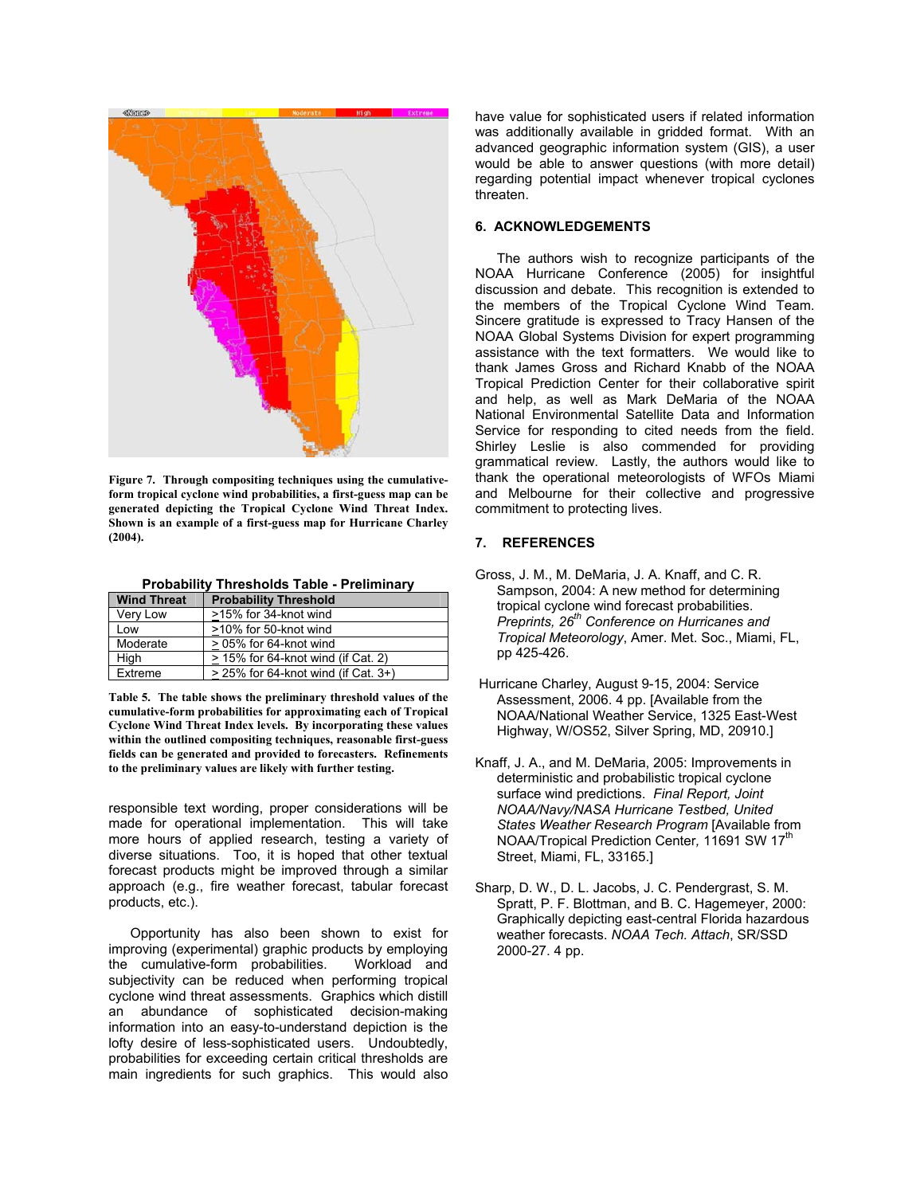Figure 7. Through compositing techniques using the cumulative-form tropical cyclone wind probabilities, a first-guess map can be generated depicting the Tropical Cyclone Wind Threat Index. Shown is an example of a first-guess map for Hurricane Charley (2004).

**Probability Thresholds Table - Preliminary**

| Wind Threat | Probability Threshold |
|---|---|
| Very Low | ≥15% for 34-knot wind |
| Low | ≥10% for 50-knot wind |
| Moderate | ≥ 05% for 64-knot wind |
| High | ≥ 15% for 64-knot wind (if Cat. 2) |
| Extreme | ≥ 25% for 64-knot wind (if Cat. 3+) |

**Table 5. The table shows the preliminary threshold values of the cumulative-form probabilities for approximating each of Tropical Cyclone Wind Threat Index levels. By incorporating these values within the outlined compositing techniques, reasonable first-guess fields can be generated and provided to forecasters. Refinements to the preliminary values are likely with further testing.**

responsible text wording, proper considerations will be made for operational implementation. This will take more hours of applied research, testing a variety of diverse situations. Too, it is hoped that other textual forecast products might be improved through a similar approach (e.g., fire weather forecast, tabular forecast products, etc.).

Opportunity has also been shown to exist for improving (experimental) graphic products by employing the cumulative-form probabilities. Workload and subjectivity can be reduced when performing tropical cyclone wind threat assessments. Graphics which distill an abundance of sophisticated decision-making information into an easy-to-understand depiction is the lofty desire of less-sophisticated users. Undoubtedly, probabilities for exceeding certain critical thresholds are main ingredients for such graphics. This would also have value for sophisticated users if related information was additionally available in gridded format. With an advanced geographic information system (GIS), a user would be able to answer questions (with more detail) regarding potential impact whenever tropical cyclones threaten.

## 6. ACKNOWLEDGEMENTS

The authors wish to recognize participants of the NOAA Hurricane Conference (2005) for insightful discussion and debate. This recognition is extended to the members of the Tropical Cyclone Wind Team. Sincere gratitude is expressed to Tracy Hansen of the NOAA Global Systems Division for expert programming assistance with the text formatters. We would like to thank James Gross and Richard Knabb of the NOAA Tropical Prediction Center for their collaborative spirit and help, as well as Mark DeMaria of the NOAA National Environmental Satellite Data and Information Service for responding to cited needs from the field. Shirley Leslie is also commended for providing grammatical review. Lastly, the authors would like to thank the operational meteorologists of WFOs Miami and Melbourne for their collective and progressive commitment to protecting lives.

## 7. REFERENCES

Gross, J. M., M. DeMaria, J. A. Knaff, and C. R. Sampson, 2004: A new method for determining tropical cyclone wind forecast probabilities. *Preprints, 26th Conference on Hurricanes and Tropical Meteorology*, Amer. Met. Soc., Miami, FL, pp 425-426.

Hurricane Charley, August 9-15, 2004: Service Assessment, 2006. 4 pp. [Available from the NOAA/National Weather Service, 1325 East-West Highway, W/OS52, Silver Spring, MD, 20910.]

Knaff, J. A., and M. DeMaria, 2005: Improvements in deterministic and probabilistic tropical cyclone surface wind predictions. *Final Report, Joint NOAA/Navy/NASA Hurricane Testbed, United States Weather Research Program* [Available from NOAA/Tropical Prediction Center, 11691 SW 17th Street, Miami, FL, 33165.]

Sharp, D. W., D. L. Jacobs, J. C. Pendergrast, S. M. Spratt, P. F. Blottman, and B. C. Hagemeyer, 2000: Graphically depicting east-central Florida hazardous weather forecasts. *NOAA Tech. Attach*, SR/SSD 2000-27. 4 pp.